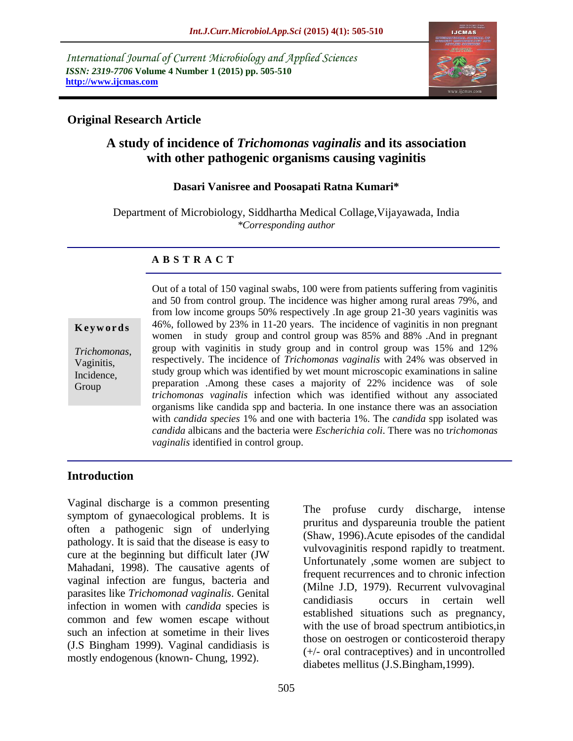International Journal of Current Microbiology and Applied Sciences
*ISSN: 2319-7706* **Volume 4 Number 1 (2015) pp. 505-510**
**http://www.ijcmas.com**

**Original Research Article**

# A study of incidence of *Trichomonas vaginalis* and its association with other pathogenic organisms causing vaginitis

**Dasari Vanisree and Poosapati Ratna Kumari***

Department of Microbiology, Siddhartha Medical Collage,Vijayawada, India
*\*Corresponding author*

## ABSTRACT

**Keywords**

*Trichomonas*, Vaginitis, Incidence, Group

Out of a total of 150 vaginal swabs, 100 were from patients suffering from vaginitis and 50 from control group. The incidence was higher among rural areas 79%, and from low income groups 50% respectively .In age group 21-30 years vaginitis was 46%, followed by 23% in 11-20 years. The incidence of vaginitis in non pregnant women in study group and control group was 85% and 88% .And in pregnant group with vaginitis in study group and in control group was 15% and 12% respectively. The incidence of *Trichomonas vaginalis* with 24% was observed in study group which was identified by wet mount microscopic examinations in saline preparation .Among these cases a majority of 22% incidence was of sole *trichomonas vaginalis* infection which was identified without any associated organisms like candida spp and bacteria. In one instance there was an association with *candida species* 1% and one with bacteria 1%. The *candida* spp isolated was *candida* albicans and the bacteria were *Escherichia coli*. There was no t*richomonas vaginalis* identified in control group.

## Introduction

Vaginal discharge is a common presenting symptom of gynaecological problems. It is often a pathogenic sign of underlying pathology. It is said that the disease is easy to cure at the beginning but difficult later (JW Mahadani, 1998). The causative agents of vaginal infection are fungus, bacteria and parasites like *Trichomonad vaginalis*. Genital infection in women with *candida* species is common and few women escape without such an infection at sometime in their lives (J.S Bingham 1999). Vaginal candidiasis is mostly endogenous (known- Chung, 1992).

The profuse curdy discharge, intense pruritus and dyspareunia trouble the patient (Shaw, 1996).Acute episodes of the candidal vulvovaginitis respond rapidly to treatment. Unfortunately ,some women are subject to frequent recurrences and to chronic infection (Milne J.D, 1979). Recurrent vulvovaginal candidiasis occurs in certain well established situations such as pregnancy, with the use of broad spectrum antibiotics,in those on oestrogen or conticosteroid therapy (+/- oral contraceptives) and in uncontrolled diabetes mellitus (J.S.Bingham,1999).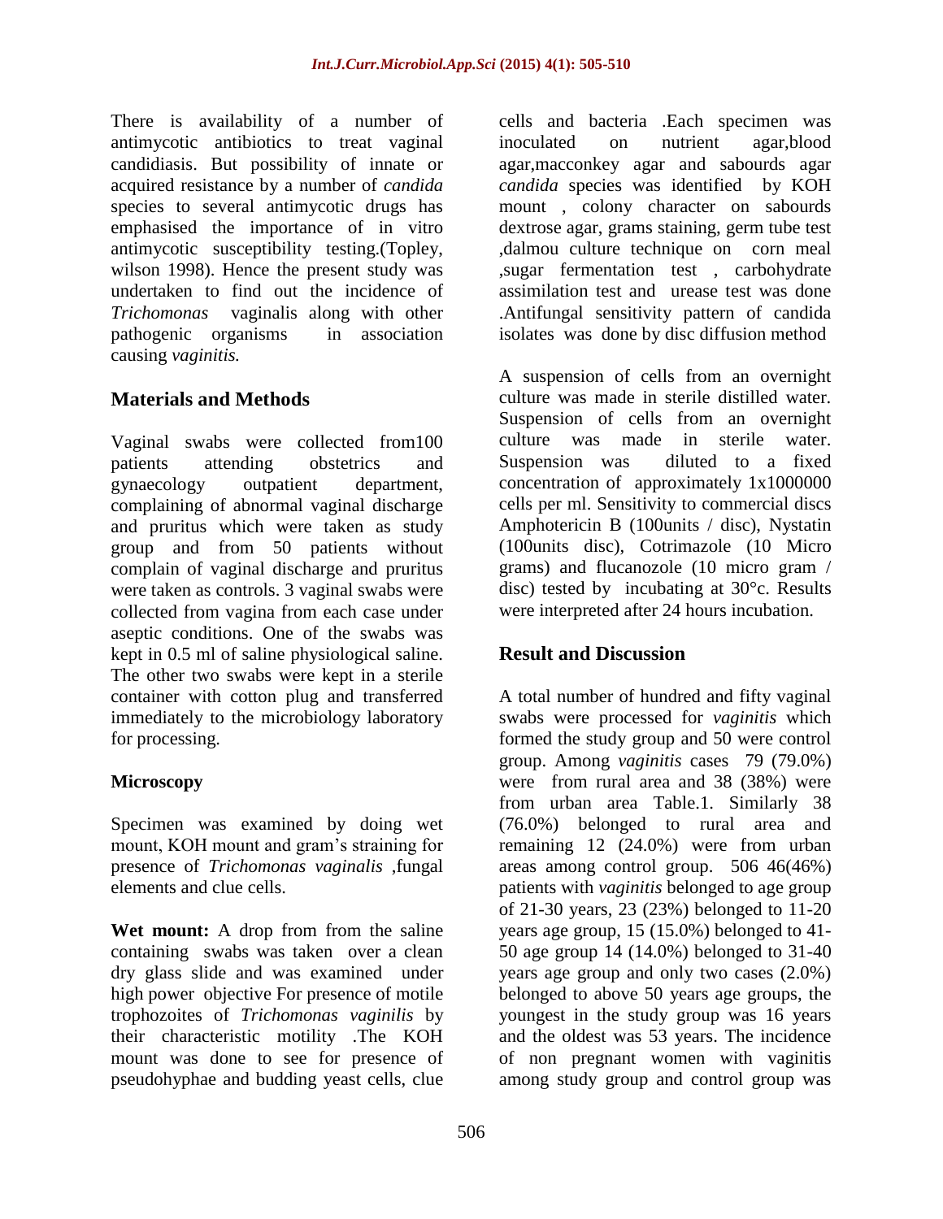There is availability of a number of antimycotic antibiotics to treat vaginal candidiasis. But possibility of innate or acquired resistance by a number of *candida* species to several antimycotic drugs has emphasised the importance of in vitro antimycotic susceptibility testing.(Topley, wilson 1998). Hence the present study was undertaken to find out the incidence of *Trichomonas* vaginalis along with other pathogenic organisms in association causing *vaginitis.*

## Materials and Methods

Vaginal swabs were collected from100 patients attending obstetrics and gynaecology outpatient department, complaining of abnormal vaginal discharge and pruritus which were taken as study group and from 50 patients without complain of vaginal discharge and pruritus were taken as controls. 3 vaginal swabs were collected from vagina from each case under aseptic conditions. One of the swabs was kept in 0.5 ml of saline physiological saline. The other two swabs were kept in a sterile container with cotton plug and transferred immediately to the microbiology laboratory for processing.

### Microscopy

Specimen was examined by doing wet mount, KOH mount and gram's straining for presence of *Trichomonas vaginalis* ,fungal elements and clue cells.

**Wet mount:** A drop from from the saline containing swabs was taken over a clean dry glass slide and was examined under high power objective For presence of motile trophozoites of *Trichomonas vaginilis* by their characteristic motility .The KOH mount was done to see for presence of pseudohyphae and budding yeast cells, clue cells and bacteria .Each specimen was inoculated on nutrient agar,blood agar,macconkey agar and sabourds agar *candida* species was identified by KOH mount , colony character on sabourds dextrose agar, grams staining, germ tube test ,dalmou culture technique on corn meal ,sugar fermentation test , carbohydrate assimilation test and urease test was done .Antifungal sensitivity pattern of candida isolates was done by disc diffusion method

A suspension of cells from an overnight culture was made in sterile distilled water. Suspension of cells from an overnight culture was made in sterile water. Suspension was diluted to a fixed concentration of approximately 1x1000000 cells per ml. Sensitivity to commercial discs Amphotericin B (100units / disc), Nystatin (100units disc), Cotrimazole (10 Micro grams) and flucanozole (10 micro gram / disc) tested by incubating at 30°c. Results were interpreted after 24 hours incubation.

## Result and Discussion

A total number of hundred and fifty vaginal swabs were processed for *vaginitis* which formed the study group and 50 were control group. Among *vaginitis* cases 79 (79.0%) were from rural area and 38 (38%) were from urban area Table.1. Similarly 38 (76.0%) belonged to rural area and remaining 12 (24.0%) were from urban areas among control group. 506 46(46%) patients with *vaginitis* belonged to age group of 21-30 years, 23 (23%) belonged to 11-20 years age group, 15 (15.0%) belonged to 41-50 age group 14 (14.0%) belonged to 31-40 years age group and only two cases (2.0%) belonged to above 50 years age groups, the youngest in the study group was 16 years and the oldest was 53 years. The incidence of non pregnant women with vaginitis among study group and control group was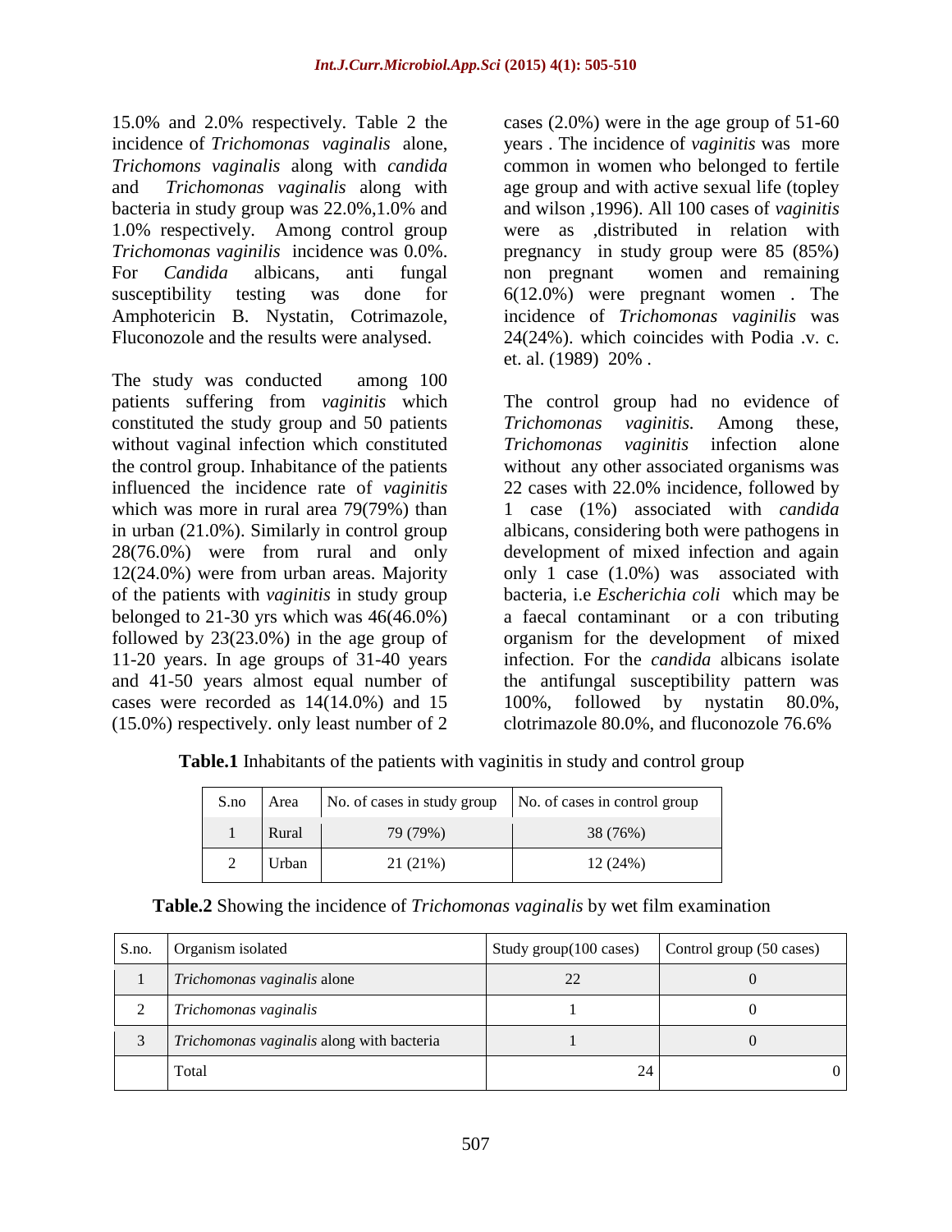15.0% and 2.0% respectively. Table 2 the incidence of *Trichomonas vaginalis* alone, *Trichomons vaginalis* along with *candida* and *Trichomonas vaginalis* along with bacteria in study group was 22.0%,1.0% and 1.0% respectively. Among control group *Trichomonas vaginilis* incidence was 0.0%. For *Candida* albicans, anti fungal susceptibility testing was done for Amphotericin B. Nystatin, Cotrimazole, Fluconozole and the results were analysed.

The study was conducted among 100 patients suffering from *vaginitis* which constituted the study group and 50 patients without vaginal infection which constituted the control group. Inhabitance of the patients influenced the incidence rate of *vaginitis* which was more in rural area 79(79%) than in urban (21.0%). Similarly in control group 28(76.0%) were from rural and only 12(24.0%) were from urban areas. Majority of the patients with *vaginitis* in study group belonged to 21-30 yrs which was 46(46.0%) followed by 23(23.0%) in the age group of 11-20 years. In age groups of 31-40 years and 41-50 years almost equal number of cases were recorded as 14(14.0%) and 15 (15.0%) respectively. only least number of 2 cases (2.0%) were in the age group of 51-60 years . The incidence of *vaginitis* was more common in women who belonged to fertile age group and with active sexual life (topley and wilson ,1996). All 100 cases of *vaginitis* were as ,distributed in relation with pregnancy in study group were 85 (85%) non pregnant women and remaining 6(12.0%) were pregnant women . The incidence of *Trichomonas vaginilis* was 24(24%). which coincides with Podia .v. c. et. al. (1989) 20% .

The control group had no evidence of *Trichomonas vaginitis.* Among these, *Trichomonas vaginitis* infection alone without any other associated organisms was 22 cases with 22.0% incidence, followed by 1 case (1%) associated with *candida* albicans, considering both were pathogens in development of mixed infection and again only 1 case (1.0%) was associated with bacteria, i.e *Escherichia coli* which may be a faecal contaminant or a con tributing organism for the development of mixed infection. For the *candida* albicans isolate the antifungal susceptibility pattern was 100%, followed by nystatin 80.0%, clotrimazole 80.0%, and fluconozole 76.6%

**Table.1** Inhabitants of the patients with vaginitis in study and control group

| S.no | Area | No. of cases in study group | No. of cases in control group |
|---|---|---|---|
| 1 | Rural | 79 (79%) | 38 (76%) |
| 2 | Urban | 21 (21%) | 12 (24%) |

**Table.2** Showing the incidence of *Trichomonas vaginalis* by wet film examination

| S.no. | Organism isolated | Study group(100 cases) | Control group (50 cases) |
|---|---|---|---|
| 1 | *Trichomonas vaginalis* alone | 22 | 0 |
| 2 | *Trichomonas vaginalis* | 1 | 0 |
| 3 | *Trichomonas vaginalis* along with bacteria | 1 | 0 |
| | Total | 24 | 0 |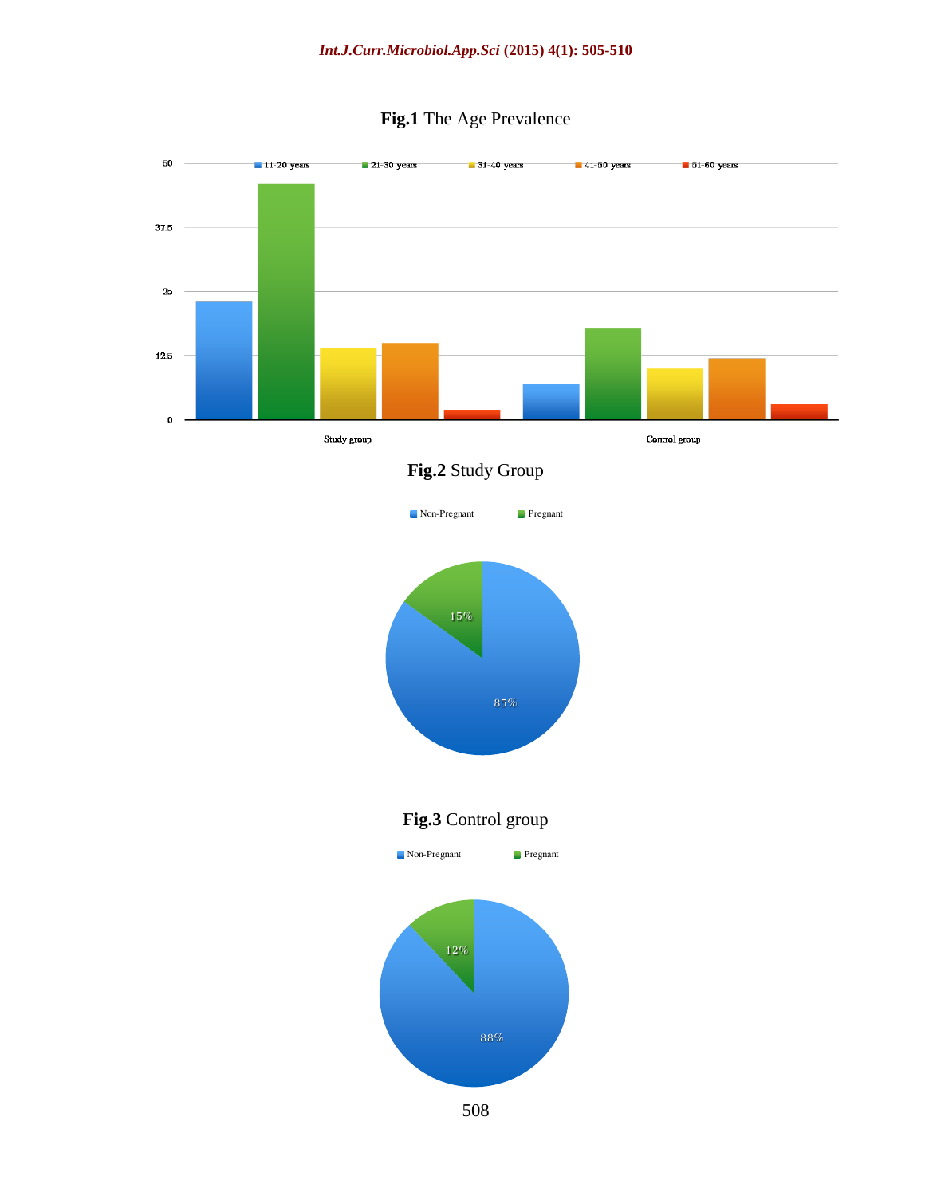**Fig.1** The Age Prevalence

**Fig.2** Study Group

**Fig.3** Control group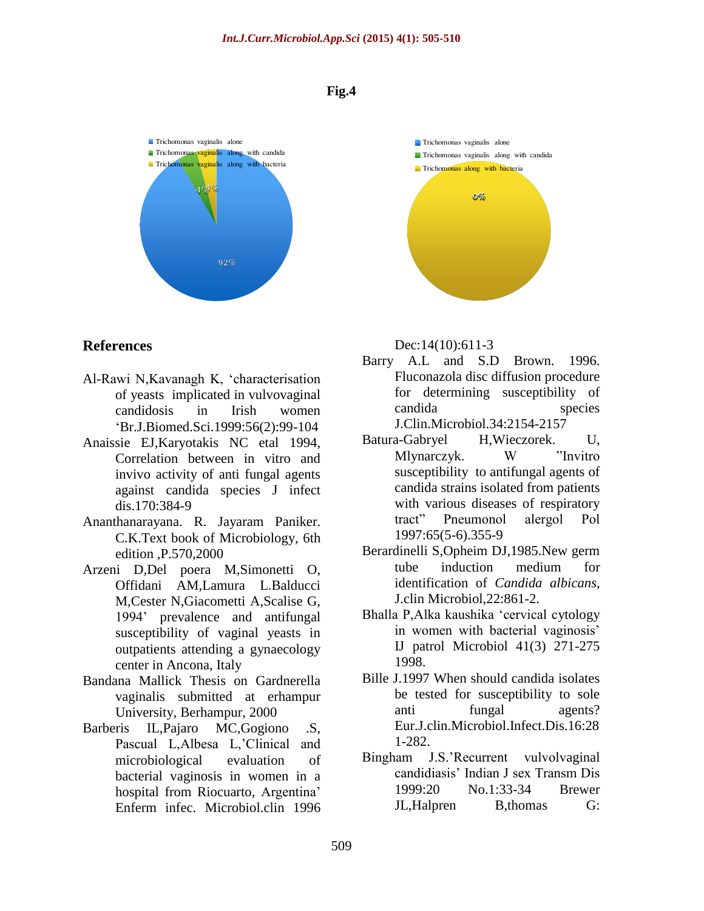**Fig.4**

References

Al-Rawi N,Kavanagh K, 'characterisation of yeasts implicated in vulvovaginal candidosis in Irish women 'Br.J.Biomed.Sci.1999:56(2):99-104

Anaissie EJ,Karyotakis NC etal 1994, Correlation between in vitro and invivo activity of anti fungal agents against candida species J infect dis.170:384-9

Ananthanarayana. R. Jayaram Paniker. C.K.Text book of Microbiology, 6th edition ,P.570,2000

Arzeni D,Del poera M,Simonetti O, Offidani AM,Lamura L.Balducci M,Cester N,Giacometti A,Scalise G, 1994' prevalence and antifungal susceptibility of vaginal yeasts in outpatients attending a gynaecology center in Ancona, Italy

Bandana Mallick Thesis on Gardnerella vaginalis submitted at erhampur University, Berhampur, 2000

Barberis IL,Pajaro MC,Gogiono .S, Pascual L,Albesa L,'Clinical and microbiological evaluation of bacterial vaginosis in women in a hospital from Riocuarto, Argentina' Enferm infec. Microbiol.clin 1996 Dec:14(10):611-3

Barry A.L and S.D Brown. 1996. Fluconazola disc diffusion procedure for determining susceptibility of candida species J.Clin.Microbiol.34:2154-2157

Batura-Gabryel H,Wieczorek. U, Mlynarczyk. W "Invitro susceptibility to antifungal agents of candida strains isolated from patients with various diseases of respiratory tract" Pneumonol alergol Pol 1997:65(5-6).355-9

Berardinelli S,Opheim DJ,1985.New germ tube induction medium for identification of *Candida albicans*, J.clin Microbiol,22:861-2.

Bhalla P,Alka kaushika 'cervical cytology in women with bacterial vaginosis' IJ patrol Microbiol 41(3) 271-275 1998.

Bille J.1997 When should candida isolates be tested for susceptibility to sole anti fungal agents? Eur.J.clin.Microbiol.Infect.Dis.16:281-282.

Bingham J.S.'Recurrent vulvolvaginal candidiasis' Indian J sex Transm Dis 1999:20 No.1:33-34 Brewer JL,Halpren B,thomas G: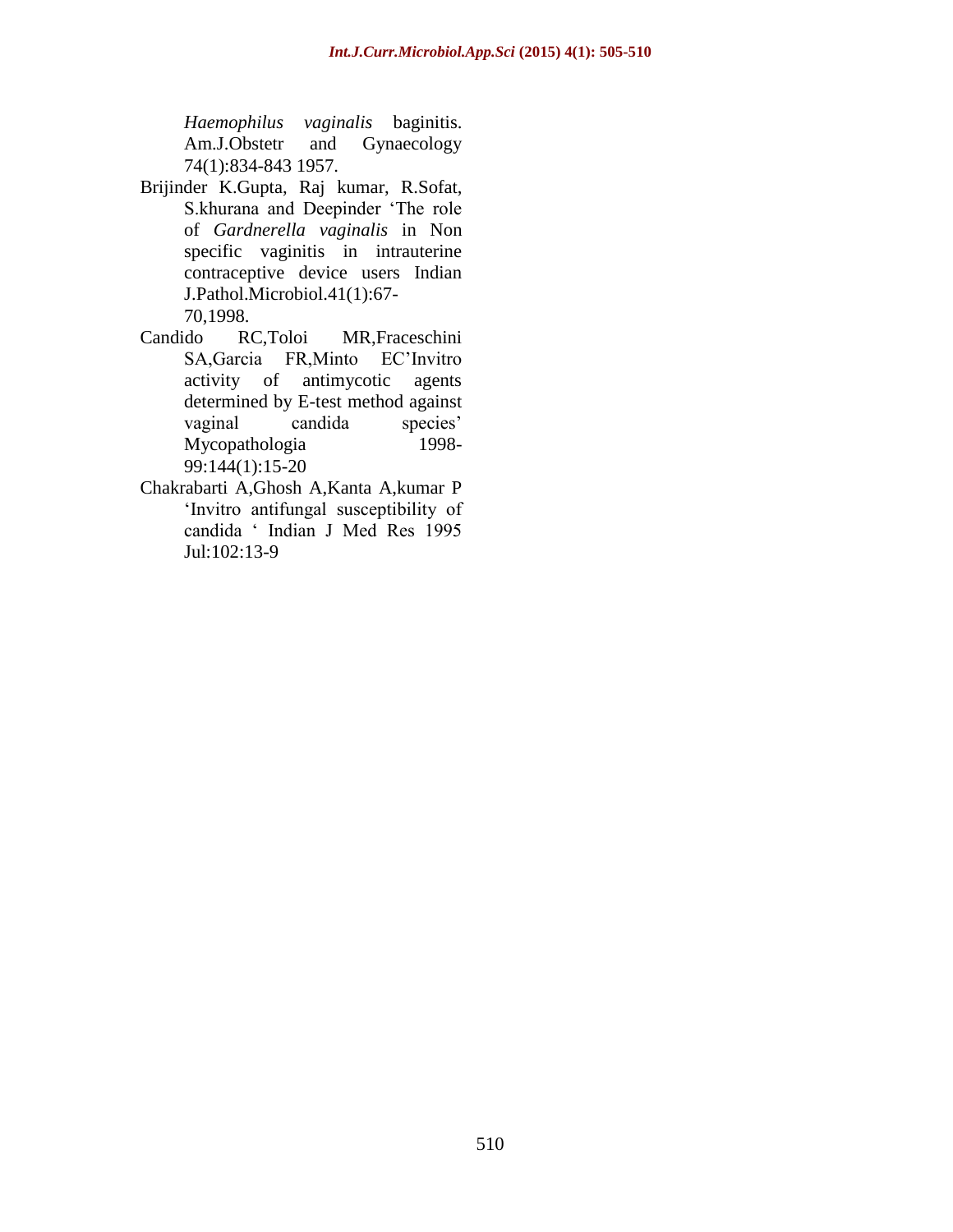*Haemophilus vaginalis* baginitis. Am.J.Obstetr and Gynaecology 74(1):834-843 1957.

Brijinder K.Gupta, Raj kumar, R.Sofat, S.khurana and Deepinder 'The role of *Gardnerella vaginalis* in Non specific vaginitis in intrauterine contraceptive device users Indian J.Pathol.Microbiol.41(1):67-70,1998.

Candido RC,Toloi MR,Fraceschini SA,Garcia FR,Minto EC'Invitro activity of antimycotic agents determined by E-test method against vaginal candida species' Mycopathologia 1998-99:144(1):15-20

Chakrabarti A,Ghosh A,Kanta A,kumar P 'Invitro antifungal susceptibility of candida ' Indian J Med Res 1995 Jul:102:13-9